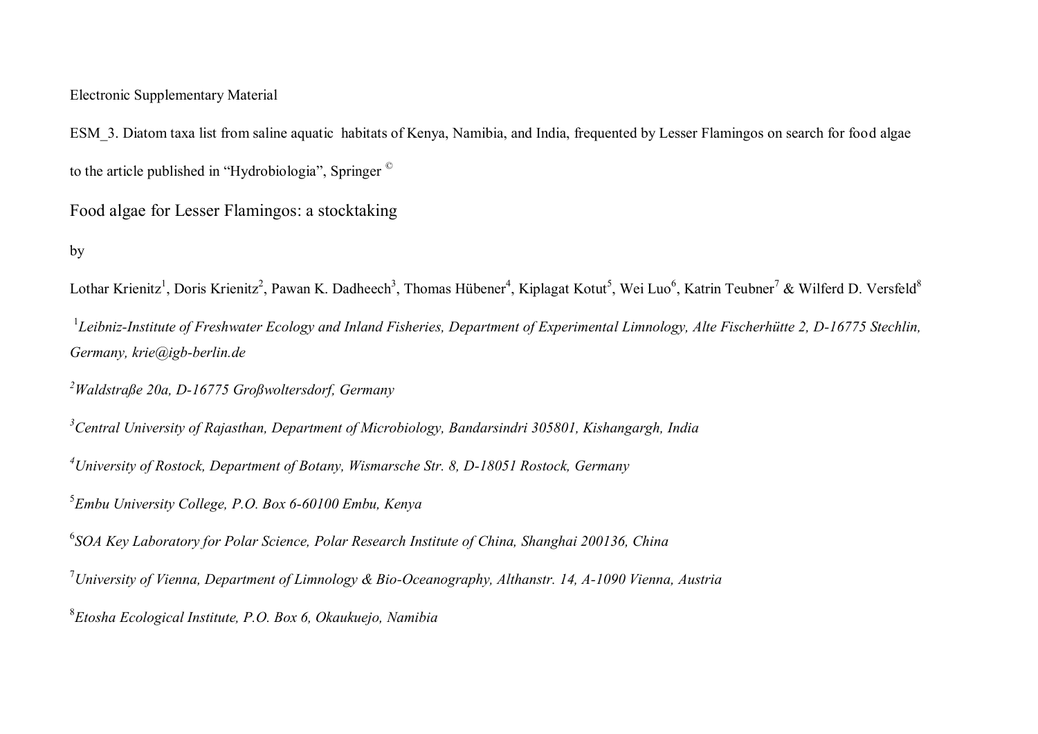Electronic Supplementary Material

ESM_3. Diatom taxa list from saline aquatic habitats of Kenya, Namibia, and India, frequented by Lesser Flamingos on search for food algae to the article published in "Hydrobiologia", Springer ©

# Food algae for Lesser Flamingos: a stocktaking

by

Lothar Krienitz[1], Doris Krienitz[2], Pawan K. Dadheech[3], Thomas Hübener[4], Kiplagat Kotut[5], Wei Luo[6], Katrin Teubner[7] & Wilferd D. Versfeld[8]

[1]*Leibniz-Institute of Freshwater Ecology and Inland Fisheries, Department of Experimental Limnology, Alte Fischerhütte 2, D-16775 Stechlin, Germany, krie@igb-berlin.de*

[2]*Waldstraße 20a, D-16775 Großwoltersdorf, Germany*

[3]*Central University of Rajasthan, Department of Microbiology, Bandarsindri 305801, Kishangargh, India*

[4]*University of Rostock, Department of Botany, Wismarsche Str. 8, D-18051 Rostock, Germany*

[5]*Embu University College, P.O. Box 6-60100 Embu, Kenya*

[6]*SOA Key Laboratory for Polar Science, Polar Research Institute of China, Shanghai 200136, China*

[7]*University of Vienna, Department of Limnology & Bio-Oceanography, Althanstr. 14, A-1090 Vienna, Austria*

[8]*Etosha Ecological Institute, P.O. Box 6, Okaukuejo, Namibia*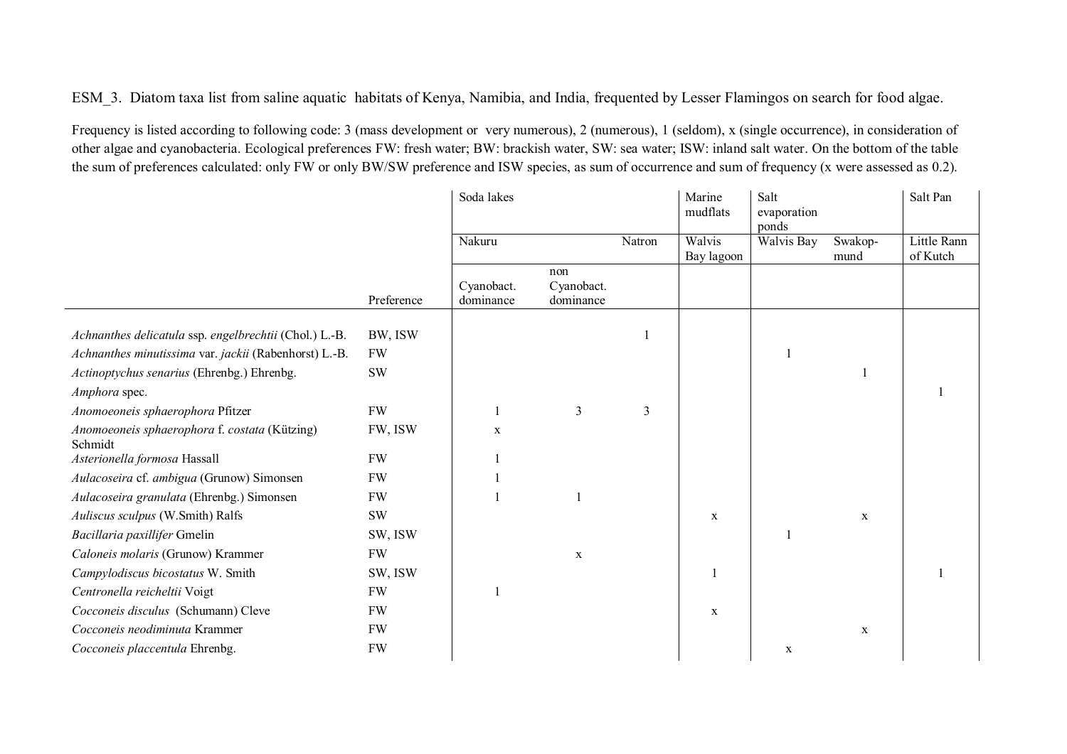ESM_3. Diatom taxa list from saline aquatic habitats of Kenya, Namibia, and India, frequented by Lesser Flamingos on search for food algae.

Frequency is listed according to following code: 3 (mass development or very numerous), 2 (numerous), 1 (seldom), x (single occurrence), in consideration of other algae and cyanobacteria. Ecological preferences FW: fresh water; BW: brackish water, SW: sea water; ISW: inland salt water. On the bottom of the table the sum of preferences calculated: only FW or only BW/SW preference and ISW species, as sum of occurrence and sum of frequency (x were assessed as 0.2).

| | | Soda lakes | | | Marine mudflats | Salt evaporation ponds | | Salt Pan |
|---|---|---|---|---|---|---|---|---|
| | | Nakuru | | Natron | Walvis Bay lagoon | Walvis Bay | Swakop-mund | Little Rann of Kutch |
| | Preference | Cyanobact. dominance | non Cyanobact. dominance | | | | | |
| *Achnanthes delicatula* ssp. *engelbrechtii* (Chol.) L.-B. | BW, ISW | | | 1 | | | | |
| *Achnanthes minutissima* var. *jackii* (Rabenhorst) L.-B. | FW | | | | | 1 | | |
| *Actinoptychus senarius* (Ehrenbg.) Ehrenbg. | SW | | | | | | 1 | |
| *Amphora* spec. | | | | | | | | 1 |
| *Anomoeoneis sphaerophora* Pfitzer | FW | 1 | 3 | 3 | | | | |
| *Anomoeoneis sphaerophora* f. *costata* (Kützing) Schmidt | FW, ISW | x | | | | | | |
| *Asterionella formosa* Hassall | FW | 1 | | | | | | |
| *Aulacoseira* cf. *ambigua* (Grunow) Simonsen | FW | 1 | | | | | | |
| *Aulacoseira granulata* (Ehrenbg.) Simonsen | FW | 1 | 1 | | | | | |
| *Auliscus sculpus* (W.Smith) Ralfs | SW | | | | x | | x | |
| *Bacillaria paxillifer* Gmelin | SW, ISW | | | | | 1 | | |
| *Caloneis molaris* (Grunow) Krammer | FW | | x | | | | | |
| *Campylodiscus bicostatus* W. Smith | SW, ISW | | | | 1 | | | 1 |
| *Centronella reicheltii* Voigt | FW | 1 | | | | | | |
| *Cocconeis disculus* (Schumann) Cleve | FW | | | | x | | | |
| *Cocconeis neodiminuta* Krammer | FW | | | | | | x | |
| *Cocconeis placcentula* Ehrenbg. | FW | | | | | x | | |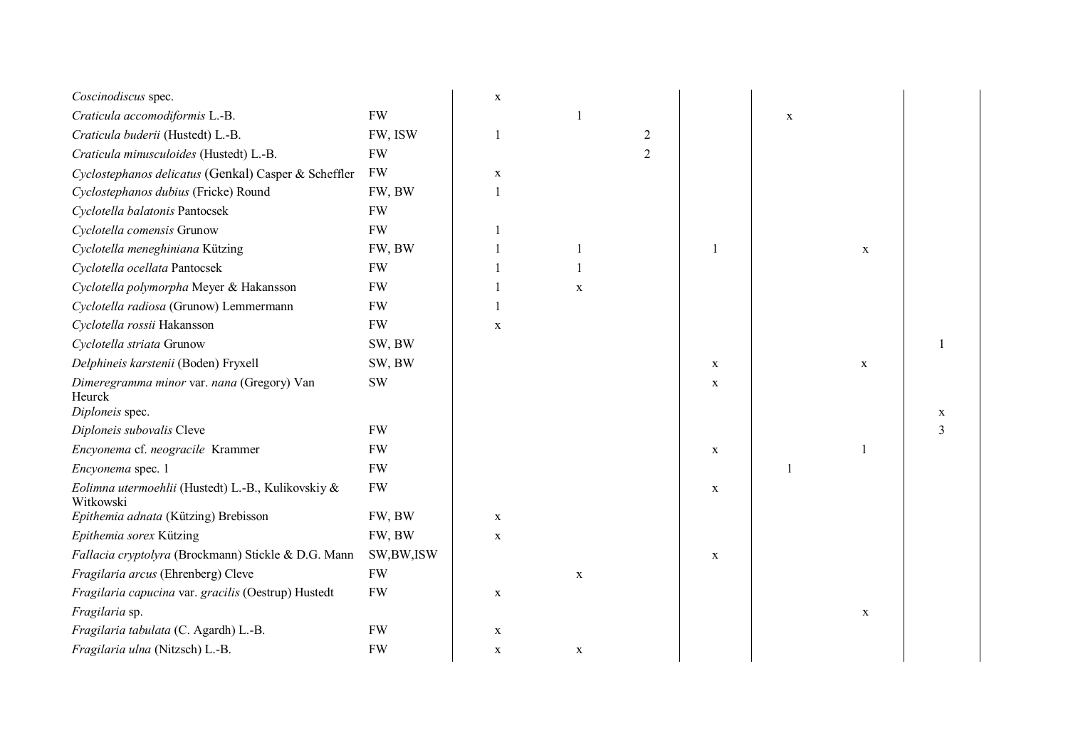| | | | | | | | | | |
|---|---|---|---|---|---|---|---|---|---|
| *Coscinodiscus* spec. | | x | | | | | | | |
| *Craticula accomodiformis* L.-B. | FW | | 1 | | | x | | | |
| *Craticula buderii* (Hustedt) L.-B. | FW, ISW | 1 | | 2 | | | | | |
| *Craticula minusculoides* (Hustedt) L.-B. | FW | | | 2 | | | | | |
| *Cyclostephanos delicatus* (Genkal) Casper & Scheffler | FW | x | | | | | | | |
| *Cyclostephanos dubius* (Fricke) Round | FW, BW | 1 | | | | | | | |
| *Cyclotella balatonis* Pantocsek | FW | | | | | | | | |
| *Cyclotella comensis* Grunow | FW | 1 | | | | | | | |
| *Cyclotella meneghiniana* Kützing | FW, BW | 1 | 1 | | 1 | | x | | |
| *Cyclotella ocellata* Pantocsek | FW | 1 | 1 | | | | | | |
| *Cyclotella polymorpha* Meyer & Hakansson | FW | 1 | x | | | | | | |
| *Cyclotella radiosa* (Grunow) Lemmermann | FW | 1 | | | | | | | |
| *Cyclotella rossii* Hakansson | FW | x | | | | | | | |
| *Cyclotella striata* Grunow | SW, BW | | | | | | | 1 | |
| *Delphineis karstenii* (Boden) Fryxell | SW, BW | | | | x | | x | | |
| *Dimeregramma minor* var. *nana* (Gregory) Van Heurck | SW | | | | x | | | | |
| *Diploneis* spec. | | | | | | | | x | |
| *Diploneis subovalis* Cleve | FW | | | | | | | 3 | |
| *Encyonema* cf. *neogracile* Krammer | FW | | | | x | | 1 | | |
| *Encyonema* spec. 1 | FW | | | | | 1 | | | |
| *Eolimna utermoehlii* (Hustedt) L.-B., Kulikovskiy & Witkowski | FW | | | | x | | | | |
| *Epithemia adnata* (Kützing) Brebisson | FW, BW | x | | | | | | | |
| *Epithemia sorex* Kützing | FW, BW | x | | | | | | | |
| *Fallacia cryptolyra* (Brockmann) Stickle & D.G. Mann | SW,BW,ISW | | | | x | | | | |
| *Fragilaria arcus* (Ehrenberg) Cleve | FW | | x | | | | | | |
| *Fragilaria capucina* var. *gracilis* (Oestrup) Hustedt | FW | x | | | | | | | |
| *Fragilaria* sp. | | | | | | | x | | |
| *Fragilaria tabulata* (C. Agardh) L.-B. | FW | x | | | | | | | |
| *Fragilaria ulna* (Nitzsch) L.-B. | FW | x | x | | | | | | |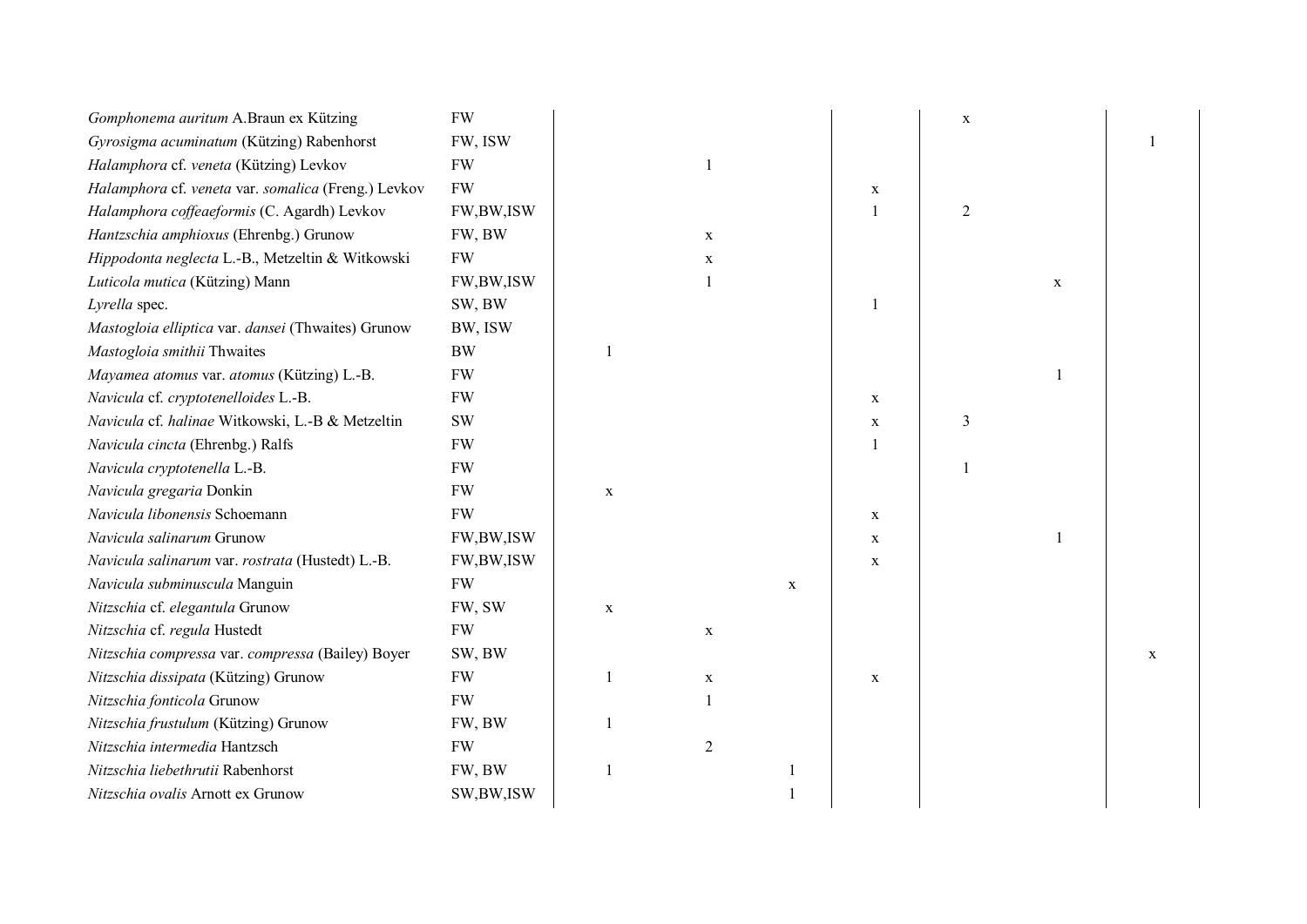| | | | | | | | | |
|---|---|---|---|---|---|---|---|---|
| *Gomphonema auritum* A.Braun ex Kützing | FW | | | | | x | | |
| *Gyrosigma acuminatum* (Kützing) Rabenhorst | FW, ISW | | | | | | | 1 |
| *Halamphora* cf. *veneta* (Kützing) Levkov | FW | | 1 | | | | | |
| *Halamphora* cf. *veneta* var. *somalica* (Freng.) Levkov | FW | | | | x | | | |
| *Halamphora coffeaeformis* (C. Agardh) Levkov | FW,BW,ISW | | | | 1 | 2 | | |
| *Hantzschia amphioxus* (Ehrenbg.) Grunow | FW, BW | | x | | | | | |
| *Hippodonta neglecta* L.-B., Metzeltin & Witkowski | FW | | x | | | | | |
| *Luticola mutica* (Kützing) Mann | FW,BW,ISW | | 1 | | | | x | |
| *Lyrella* spec. | SW, BW | | | | 1 | | | |
| *Mastogloia elliptica* var. *dansei* (Thwaites) Grunow | BW, ISW | | | | | | | |
| *Mastogloia smithii* Thwaites | BW | 1 | | | | | | |
| *Mayamea atomus* var. *atomus* (Kützing) L.-B. | FW | | | | | | 1 | |
| *Navicula* cf. *cryptotenelloides* L.-B. | FW | | | | x | | | |
| *Navicula* cf. *halinae* Witkowski, L.-B & Metzeltin | SW | | | | x | 3 | | |
| *Navicula cincta* (Ehrenbg.) Ralfs | FW | | | | 1 | | | |
| *Navicula cryptotenella* L.-B. | FW | | | | | 1 | | |
| *Navicula gregaria* Donkin | FW | x | | | | | | |
| *Navicula libonensis* Schoemann | FW | | | | x | | | |
| *Navicula salinarum* Grunow | FW,BW,ISW | | | | x | | 1 | |
| *Navicula salinarum* var. *rostrata* (Hustedt) L.-B. | FW,BW,ISW | | | | x | | | |
| *Navicula subminuscula* Manguin | FW | | | x | | | | |
| *Nitzschia* cf. *elegantula* Grunow | FW, SW | x | | | | | | |
| *Nitzschia* cf. *regula* Hustedt | FW | | x | | | | | |
| *Nitzschia compressa* var. *compressa* (Bailey) Boyer | SW, BW | | | | | | | x |
| *Nitzschia dissipata* (Kützing) Grunow | FW | 1 | x | | x | | | |
| *Nitzschia fonticola* Grunow | FW | | 1 | | | | | |
| *Nitzschia frustulum* (Kützing) Grunow | FW, BW | 1 | | | | | | |
| *Nitzschia intermedia* Hantzsch | FW | | 2 | | | | | |
| *Nitzschia liebethrutii* Rabenhorst | FW, BW | 1 | | 1 | | | | |
| *Nitzschia ovalis* Arnott ex Grunow | SW,BW,ISW | | | 1 | | | | |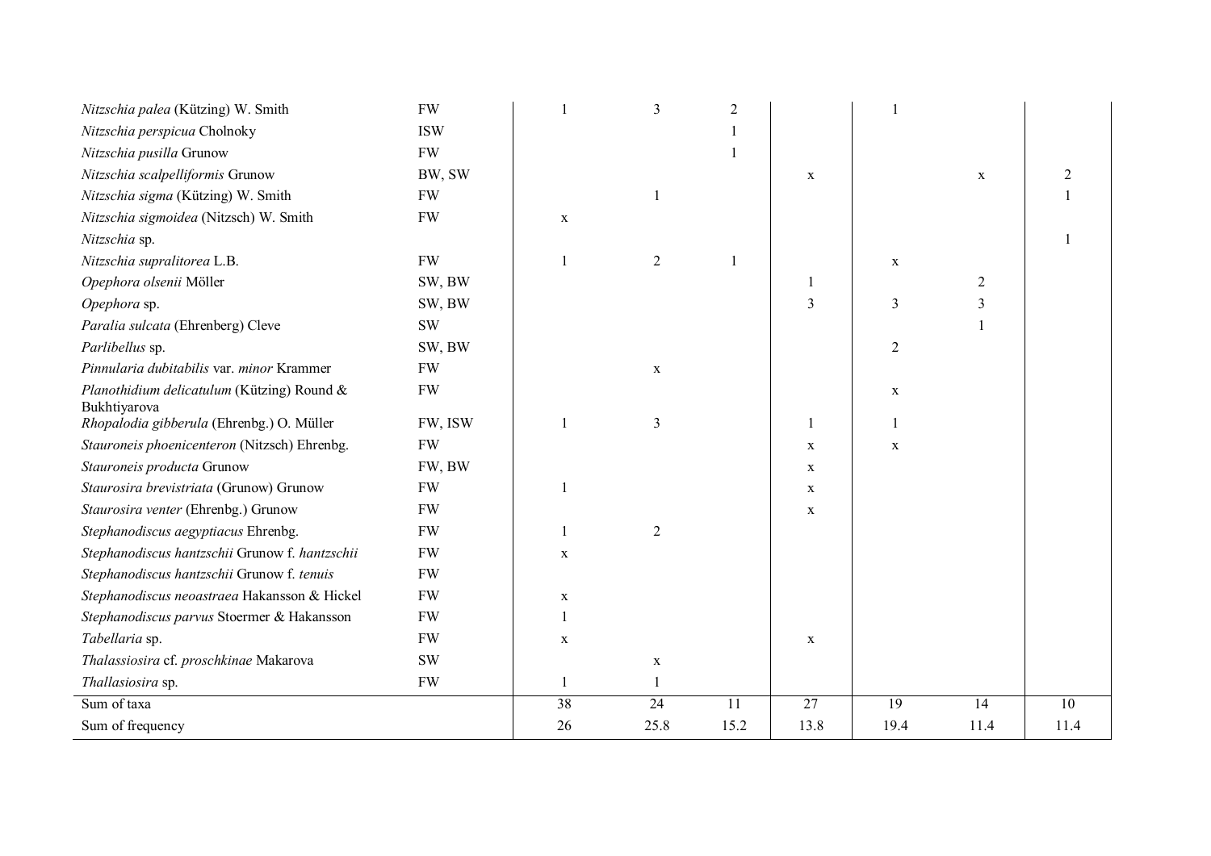| | | | | | | | | |
|---|---|---|---|---|---|---|---|---|
| *Nitzschia palea* (Kützing) W. Smith | FW | 1 | 3 | 2 | | 1 | | |
| *Nitzschia perspicua* Cholnoky | ISW | | | 1 | | | | |
| *Nitzschia pusilla* Grunow | FW | | | 1 | | | | |
| *Nitzschia scalpelliformis* Grunow | BW, SW | | | | x | | x | 2 |
| *Nitzschia sigma* (Kützing) W. Smith | FW | | 1 | | | | | 1 |
| *Nitzschia sigmoidea* (Nitzsch) W. Smith | FW | x | | | | | | |
| *Nitzschia* sp. | | | | | | | | 1 |
| *Nitzschia supralitorea* L.B. | FW | 1 | 2 | 1 | | x | | |
| *Opephora olsenii* Möller | SW, BW | | | | 1 | | 2 | |
| *Opephora* sp. | SW, BW | | | | 3 | 3 | 3 | |
| *Paralia sulcata* (Ehrenberg) Cleve | SW | | | | | | 1 | |
| *Parlibellus* sp. | SW, BW | | | | | 2 | | |
| *Pinnularia dubitabilis* var. *minor* Krammer | FW | | x | | | | | |
| *Planothidium delicatulum* (Kützing) Round & Bukhtiyarova | FW | | | | | x | | |
| *Rhopalodia gibberula* (Ehrenbg.) O. Müller | FW, ISW | 1 | 3 | | 1 | 1 | | |
| *Stauroneis phoenicenteron* (Nitzsch) Ehrenbg. | FW | | | | x | x | | |
| *Stauroneis producta* Grunow | FW, BW | | | | x | | | |
| *Staurosira brevistriata* (Grunow) Grunow | FW | 1 | | | x | | | |
| *Staurosira venter* (Ehrenbg.) Grunow | FW | | | | x | | | |
| *Stephanodiscus aegyptiacus* Ehrenbg. | FW | 1 | 2 | | | | | |
| *Stephanodiscus hantzschii* Grunow f. *hantzschii* | FW | x | | | | | | |
| *Stephanodiscus hantzschii* Grunow f. *tenuis* | FW | | | | | | | |
| *Stephanodiscus neoastraea* Hakansson & Hickel | FW | x | | | | | | |
| *Stephanodiscus parvus* Stoermer & Hakansson | FW | 1 | | | | | | |
| *Tabellaria* sp. | FW | x | | | x | | | |
| *Thalassiosira* cf. *proschkinae* Makarova | SW | | x | | | | | |
| *Thallasiosira* sp. | FW | 1 | 1 | | | | | |
| Sum of taxa | | 38 | 24 | 11 | 27 | 19 | 14 | 10 |
| Sum of frequency | | 26 | 25.8 | 15.2 | 13.8 | 19.4 | 11.4 | 11.4 |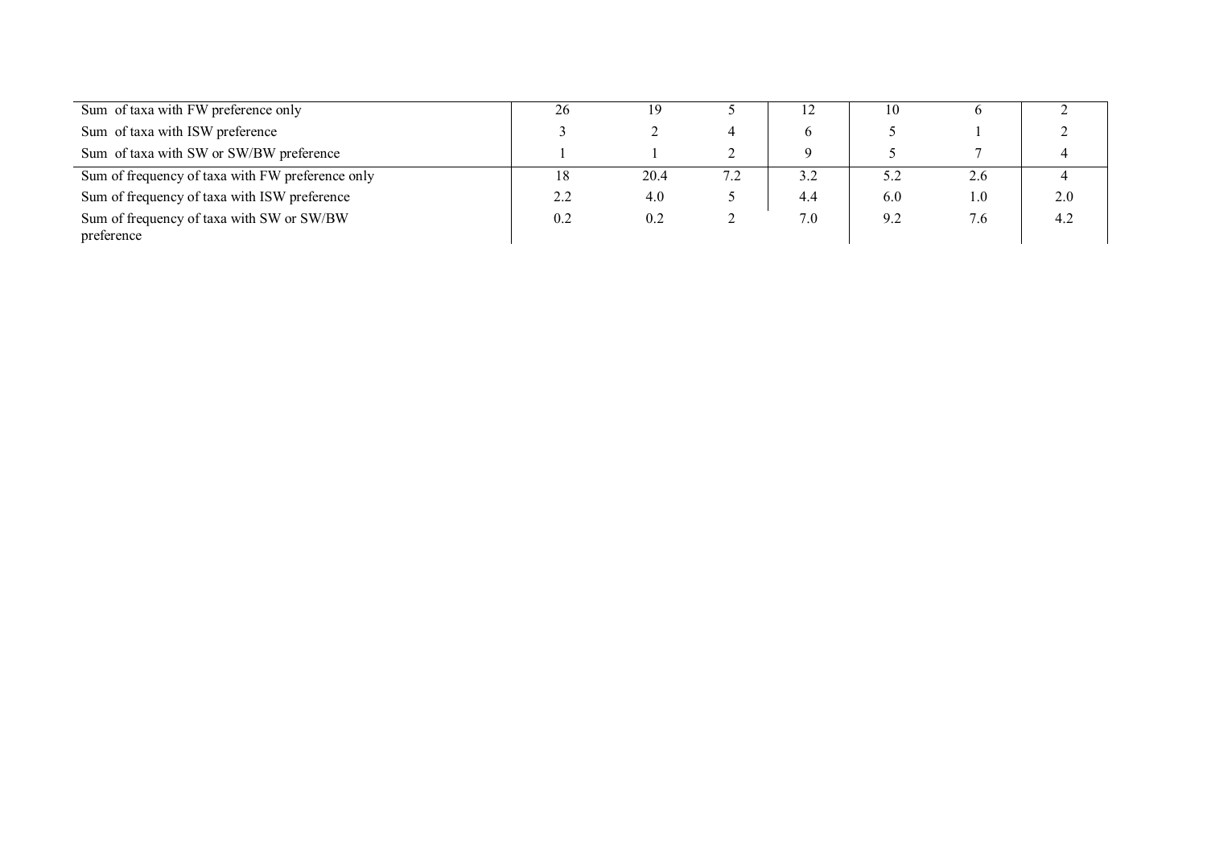| | | | | | | | |
|---|---|---|---|---|---|---|---|
| Sum of taxa with FW preference only | 26 | 19 | 5 | 12 | 10 | 6 | 2 |
| Sum of taxa with ISW preference | 3 | 2 | 4 | 6 | 5 | 1 | 2 |
| Sum of taxa with SW or SW/BW preference | 1 | 1 | 2 | 9 | 5 | 7 | 4 |
| Sum of frequency of taxa with FW preference only | 18 | 20.4 | 7.2 | 3.2 | 5.2 | 2.6 | 4 |
| Sum of frequency of taxa with ISW preference | 2.2 | 4.0 | 5 | 4.4 | 6.0 | 1.0 | 2.0 |
| Sum of frequency of taxa with SW or SW/BW preference | 0.2 | 0.2 | 2 | 7.0 | 9.2 | 7.6 | 4.2 |